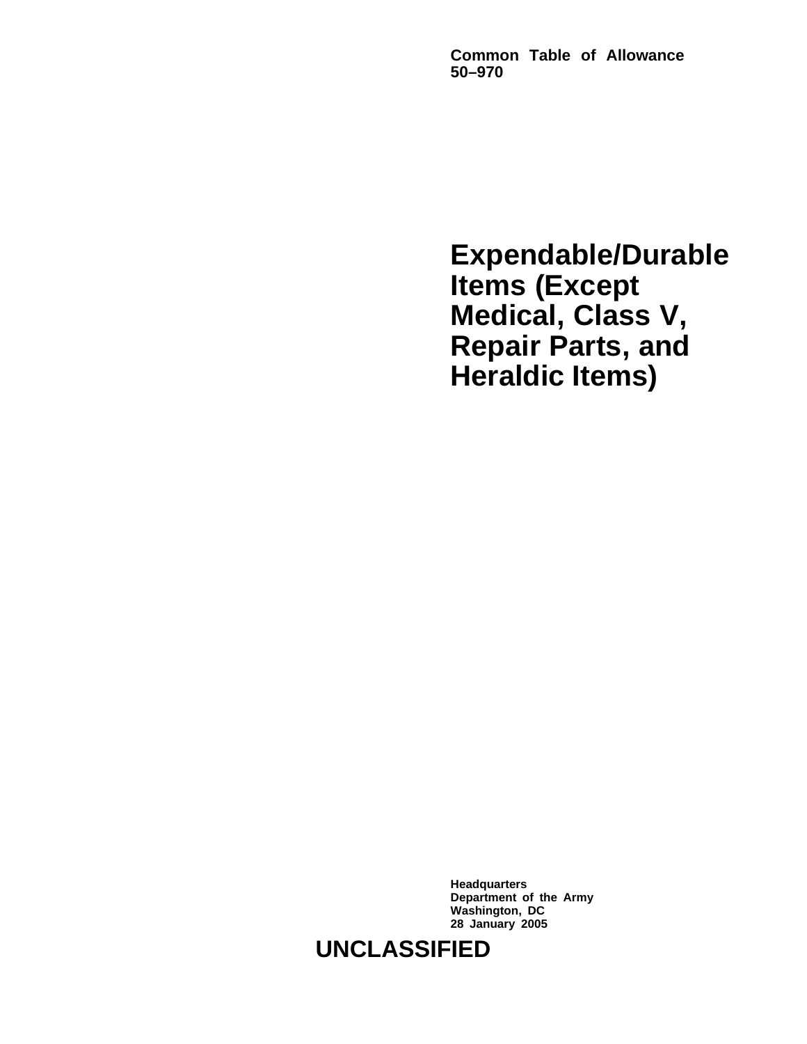**Common Table of Allowance 50–970**

# Expendable/Durable Items (Except Medical, Class V, Repair Parts, and Heraldic Items)

**Headquarters**
**Department of the Army**
**Washington, DC**
**28 January 2005**

**UNCLASSIFIED**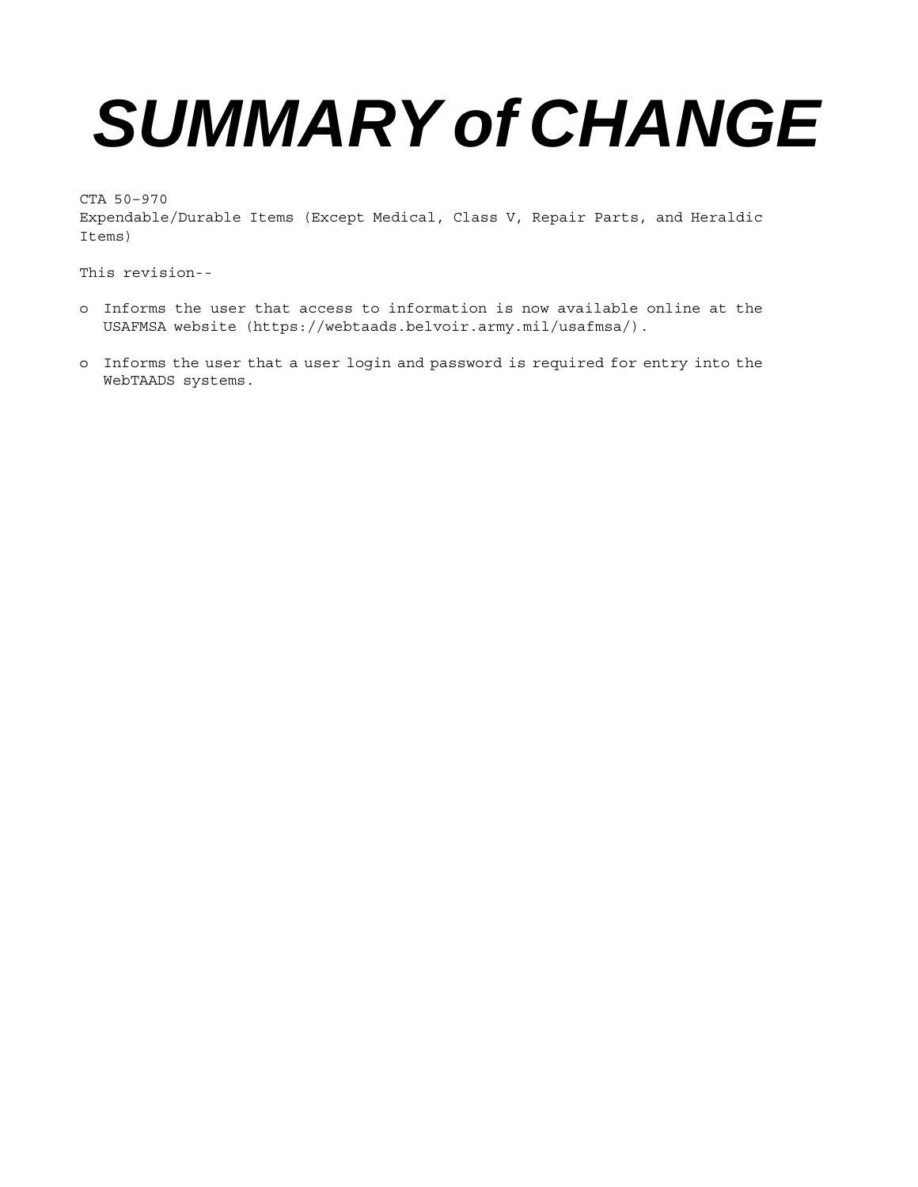# *SUMMARY of CHANGE*

CTA 50–970
Expendable/Durable Items (Except Medical, Class V, Repair Parts, and Heraldic Items)

This revision--

- o Informs the user that access to information is now available online at the USAFMSA website (https://webtaads.belvoir.army.mil/usafmsa/).

- o Informs the user that a user login and password is required for entry into the WebTAADS systems.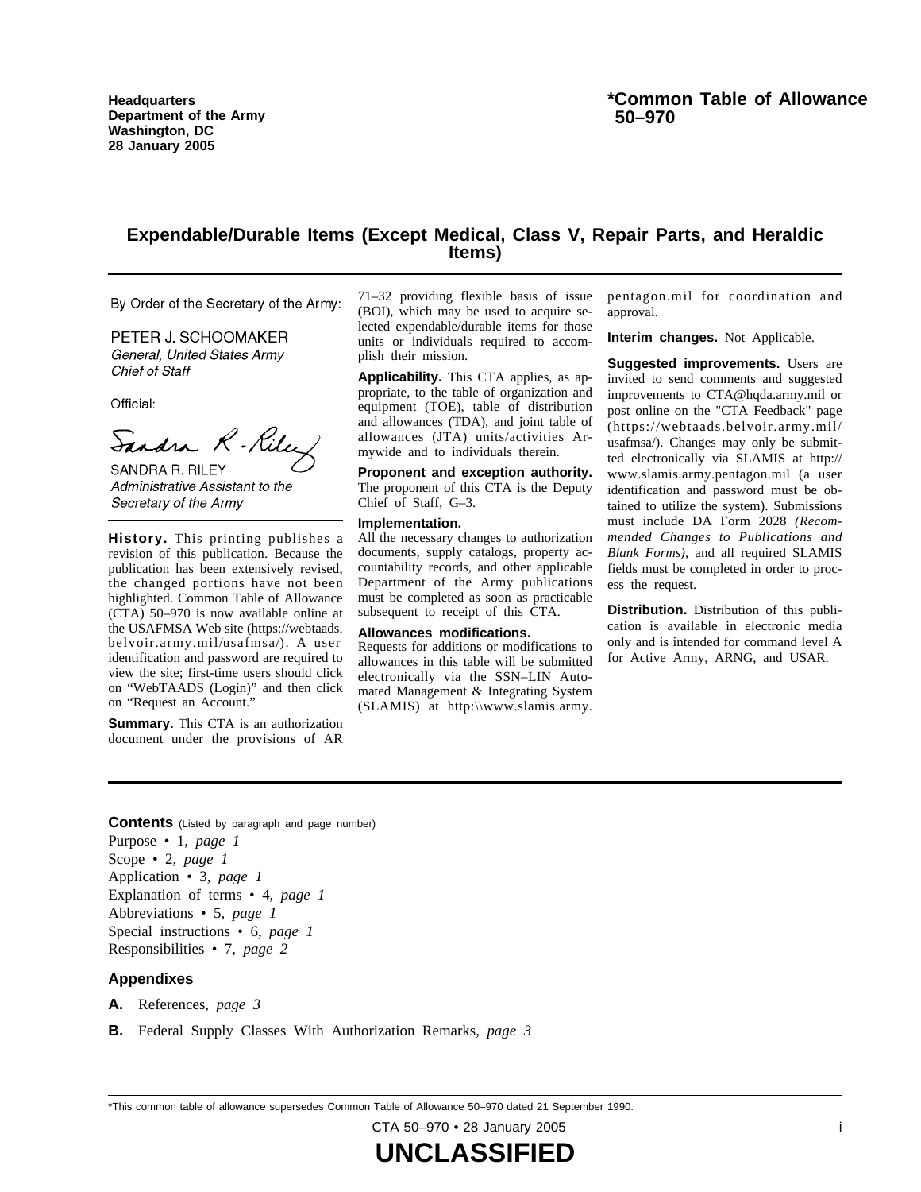Headquarters
Department of the Army
Washington, DC
28 January 2005

**\*Common Table of Allowance 50–970**

# Expendable/Durable Items (Except Medical, Class V, Repair Parts, and Heraldic Items)

By Order of the Secretary of the Army:

PETER J. SCHOOMAKER
*General, United States Army*
*Chief of Staff*

Official:

SANDRA R. RILEY
*Administrative Assistant to the Secretary of the Army*

**History.** This printing publishes a revision of this publication. Because the publication has been extensively revised, the changed portions have not been highlighted. Common Table of Allowance (CTA) 50–970 is now available online at the USAFMSA Web site (https://webtaads.belvoir.army.mil/usafmsa/). A user identification and password are required to view the site; first-time users should click on "WebTAADS (Login)" and then click on "Request an Account."

**Summary.** This CTA is an authorization document under the provisions of AR 71–32 providing flexible basis of issue (BOI), which may be used to acquire selected expendable/durable items for those units or individuals required to accomplish their mission.

**Applicability.** This CTA applies, as appropriate, to the table of organization and equipment (TOE), table of distribution and allowances (TDA), and joint table of allowances (JTA) units/activities Armywide and to individuals therein.

**Proponent and exception authority.** The proponent of this CTA is the Deputy Chief of Staff, G–3.

**Implementation.**
All the necessary changes to authorization documents, supply catalogs, property accountability records, and other applicable Department of the Army publications must be completed as soon as practicable subsequent to receipt of this CTA.

**Allowances modifications.**
Requests for additions or modifications to allowances in this table will be submitted electronically via the SSN–LIN Automated Management & Integrating System (SLAMIS) at http:\\www.slamis.army.pentagon.mil for coordination and approval.

**Interim changes.** Not Applicable.

**Suggested improvements.** Users are invited to send comments and suggested improvements to CTA@hqda.army.mil or post online on the "CTA Feedback" page (https://webtaads.belvoir.army.mil/usafmsa/). Changes may only be submitted electronically via SLAMIS at http://www.slamis.army.pentagon.mil (a user identification and password must be obtained to utilize the system). Submissions must include DA Form 2028 *(Recommended Changes to Publications and Blank Forms)*, and all required SLAMIS fields must be completed in order to process the request.

**Distribution.** Distribution of this publication is available in electronic media only and is intended for command level A for Active Army, ARNG, and USAR.

**Contents** (Listed by paragraph and page number)

Purpose • 1, *page 1*
Scope • 2, *page 1*
Application • 3, *page 1*
Explanation of terms • 4, *page 1*
Abbreviations • 5, *page 1*
Special instructions • 6, *page 1*
Responsibilities • 7, *page 2*

### Appendixes

**A.** References, *page 3*

**B.** Federal Supply Classes With Authorization Remarks, *page 3*

\*This common table of allowance supersedes Common Table of Allowance 50–970 dated 21 September 1990.

**UNCLASSIFIED**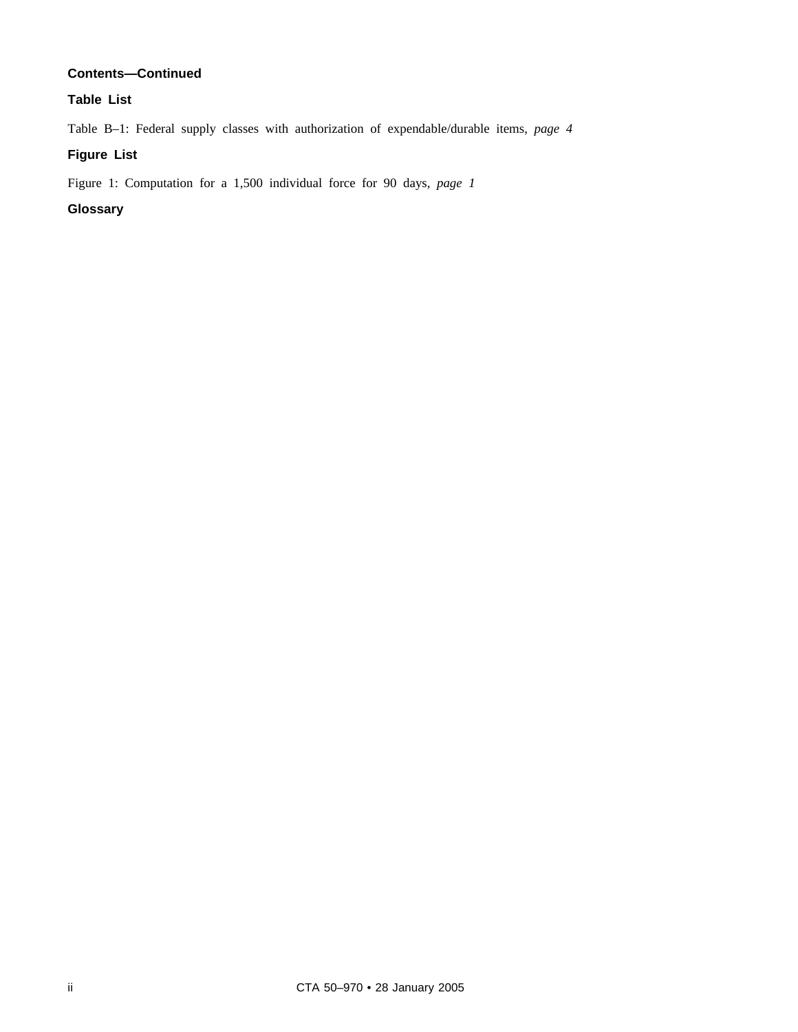**Contents—Continued**

**Table List**

Table B–1: Federal supply classes with authorization of expendable/durable items, *page 4*

**Figure List**

Figure 1: Computation for a 1,500 individual force for 90 days, *page 1*

**Glossary**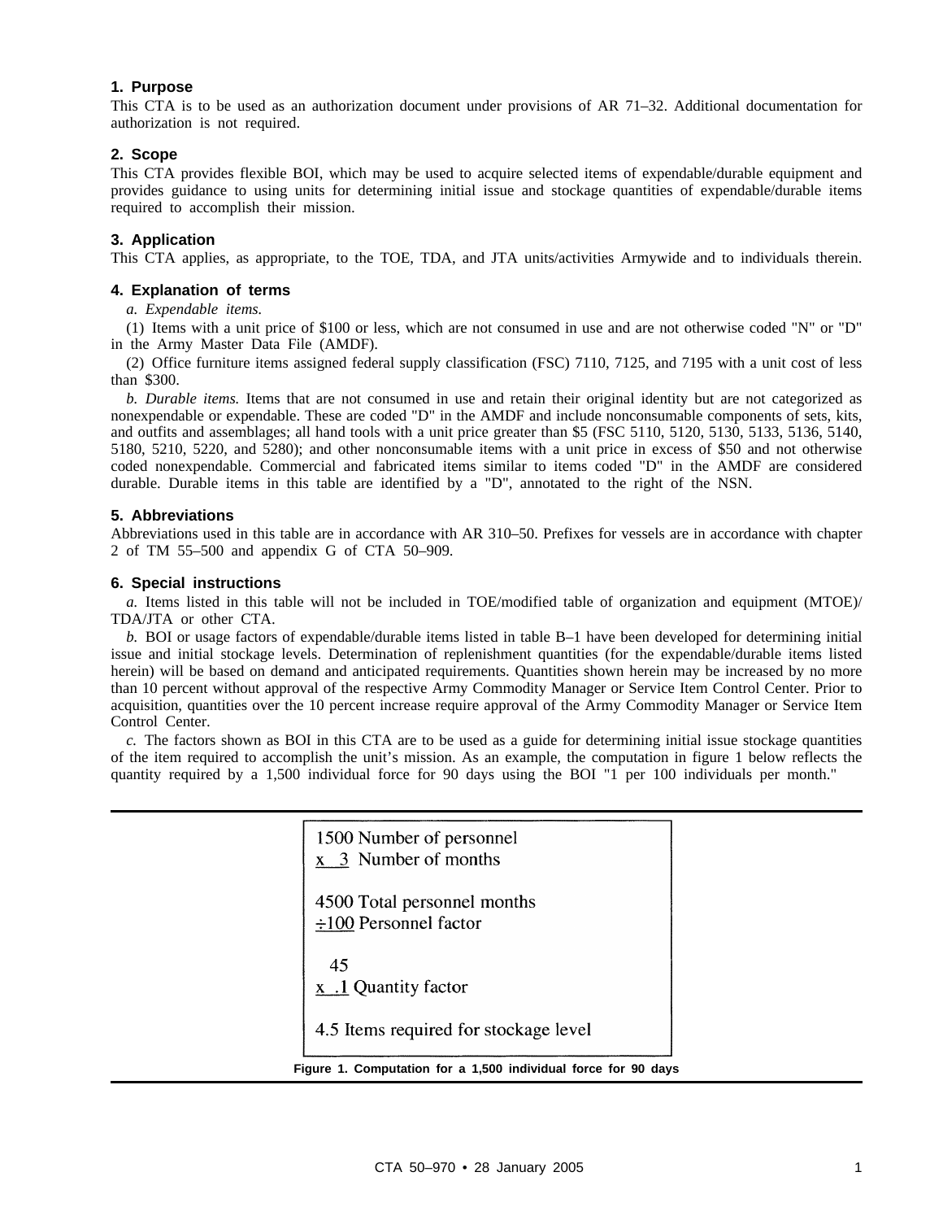## 1. Purpose

This CTA is to be used as an authorization document under provisions of AR 71–32. Additional documentation for authorization is not required.

## 2. Scope

This CTA provides flexible BOI, which may be used to acquire selected items of expendable/durable equipment and provides guidance to using units for determining initial issue and stockage quantities of expendable/durable items required to accomplish their mission.

## 3. Application

This CTA applies, as appropriate, to the TOE, TDA, and JTA units/activities Armywide and to individuals therein.

## 4. Explanation of terms

*a. Expendable items.*

(1) Items with a unit price of $100 or less, which are not consumed in use and are not otherwise coded "N" or "D" in the Army Master Data File (AMDF).

(2) Office furniture items assigned federal supply classification (FSC) 7110, 7125, and 7195 with a unit cost of less than $300.

*b. Durable items.* Items that are not consumed in use and retain their original identity but are not categorized as nonexpendable or expendable. These are coded "D" in the AMDF and include nonconsumable components of sets, kits, and outfits and assemblages; all hand tools with a unit price greater than $5 (FSC 5110, 5120, 5130, 5133, 5136, 5140, 5180, 5210, 5220, and 5280); and other nonconsumable items with a unit price in excess of $50 and not otherwise coded nonexpendable. Commercial and fabricated items similar to items coded "D" in the AMDF are considered durable. Durable items in this table are identified by a "D", annotated to the right of the NSN.

## 5. Abbreviations

Abbreviations used in this table are in accordance with AR 310–50. Prefixes for vessels are in accordance with chapter 2 of TM 55–500 and appendix G of CTA 50–909.

## 6. Special instructions

*a.* Items listed in this table will not be included in TOE/modified table of organization and equipment (MTOE)/TDA/JTA or other CTA.

*b.* BOI or usage factors of expendable/durable items listed in table B–1 have been developed for determining initial issue and initial stockage levels. Determination of replenishment quantities (for the expendable/durable items listed herein) will be based on demand and anticipated requirements. Quantities shown herein may be increased by no more than 10 percent without approval of the respective Army Commodity Manager or Service Item Control Center. Prior to acquisition, quantities over the 10 percent increase require approval of the Army Commodity Manager or Service Item Control Center.

*c.* The factors shown as BOI in this CTA are to be used as a guide for determining initial issue stockage quantities of the item required to accomplish the unit's mission. As an example, the computation in figure 1 below reflects the quantity required by a 1,500 individual force for 90 days using the BOI "1 per 100 individuals per month."

```
1500 Number of personnel
x  3 Number of months

4500 Total personnel months
÷100 Personnel factor

  45
x .1 Quantity factor

4.5 Items required for stockage level
```

**Figure 1. Computation for a 1,500 individual force for 90 days**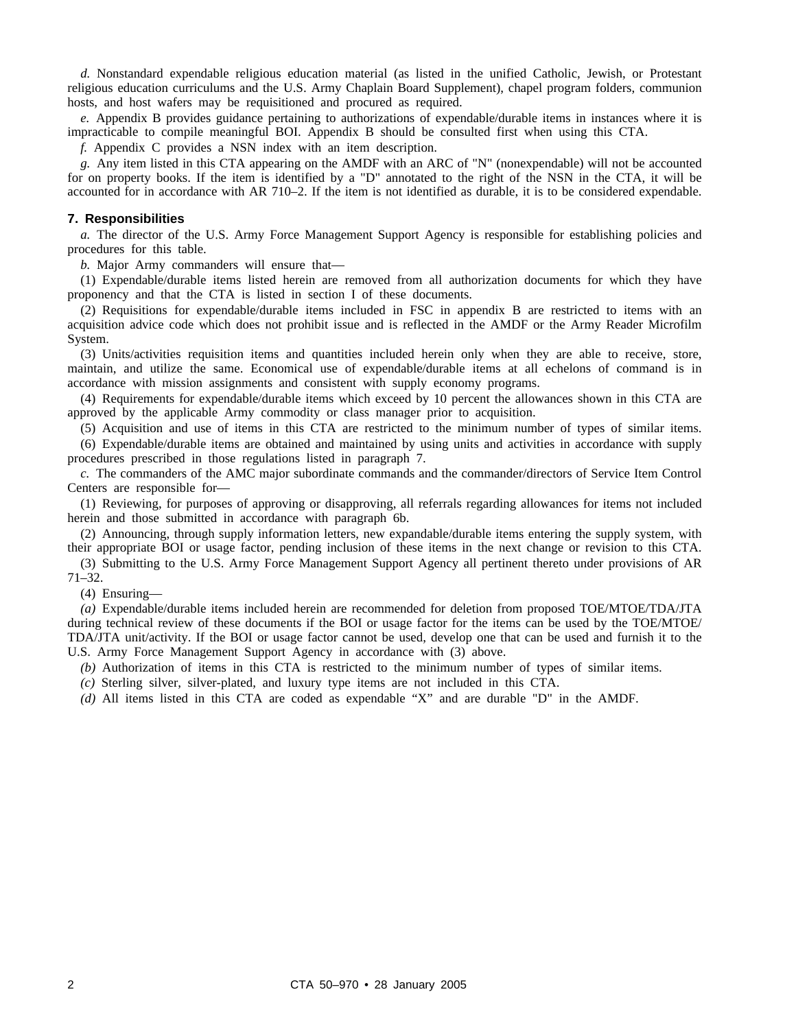*d.* Nonstandard expendable religious education material (as listed in the unified Catholic, Jewish, or Protestant religious education curriculums and the U.S. Army Chaplain Board Supplement), chapel program folders, communion hosts, and host wafers may be requisitioned and procured as required.

*e.* Appendix B provides guidance pertaining to authorizations of expendable/durable items in instances where it is impracticable to compile meaningful BOI. Appendix B should be consulted first when using this CTA.

*f.* Appendix C provides a NSN index with an item description.

*g.* Any item listed in this CTA appearing on the AMDF with an ARC of "N" (nonexpendable) will not be accounted for on property books. If the item is identified by a "D" annotated to the right of the NSN in the CTA, it will be accounted for in accordance with AR 710–2. If the item is not identified as durable, it is to be considered expendable.

### 7. Responsibilities

*a.* The director of the U.S. Army Force Management Support Agency is responsible for establishing policies and procedures for this table.

*b.* Major Army commanders will ensure that—

(1) Expendable/durable items listed herein are removed from all authorization documents for which they have proponency and that the CTA is listed in section I of these documents.

(2) Requisitions for expendable/durable items included in FSC in appendix B are restricted to items with an acquisition advice code which does not prohibit issue and is reflected in the AMDF or the Army Reader Microfilm System.

(3) Units/activities requisition items and quantities included herein only when they are able to receive, store, maintain, and utilize the same. Economical use of expendable/durable items at all echelons of command is in accordance with mission assignments and consistent with supply economy programs.

(4) Requirements for expendable/durable items which exceed by 10 percent the allowances shown in this CTA are approved by the applicable Army commodity or class manager prior to acquisition.

(5) Acquisition and use of items in this CTA are restricted to the minimum number of types of similar items.

(6) Expendable/durable items are obtained and maintained by using units and activities in accordance with supply procedures prescribed in those regulations listed in paragraph 7.

*c.* The commanders of the AMC major subordinate commands and the commander/directors of Service Item Control Centers are responsible for—

(1) Reviewing, for purposes of approving or disapproving, all referrals regarding allowances for items not included herein and those submitted in accordance with paragraph 6b.

(2) Announcing, through supply information letters, new expandable/durable items entering the supply system, with their appropriate BOI or usage factor, pending inclusion of these items in the next change or revision to this CTA.

(3) Submitting to the U.S. Army Force Management Support Agency all pertinent thereto under provisions of AR 71–32.

(4) Ensuring—

*(a)* Expendable/durable items included herein are recommended for deletion from proposed TOE/MTOE/TDA/JTA during technical review of these documents if the BOI or usage factor for the items can be used by the TOE/MTOE/TDA/JTA unit/activity. If the BOI or usage factor cannot be used, develop one that can be used and furnish it to the U.S. Army Force Management Support Agency in accordance with (3) above.

*(b)* Authorization of items in this CTA is restricted to the minimum number of types of similar items.

*(c)* Sterling silver, silver-plated, and luxury type items are not included in this CTA.

*(d)* All items listed in this CTA are coded as expendable “X” and are durable "D" in the AMDF.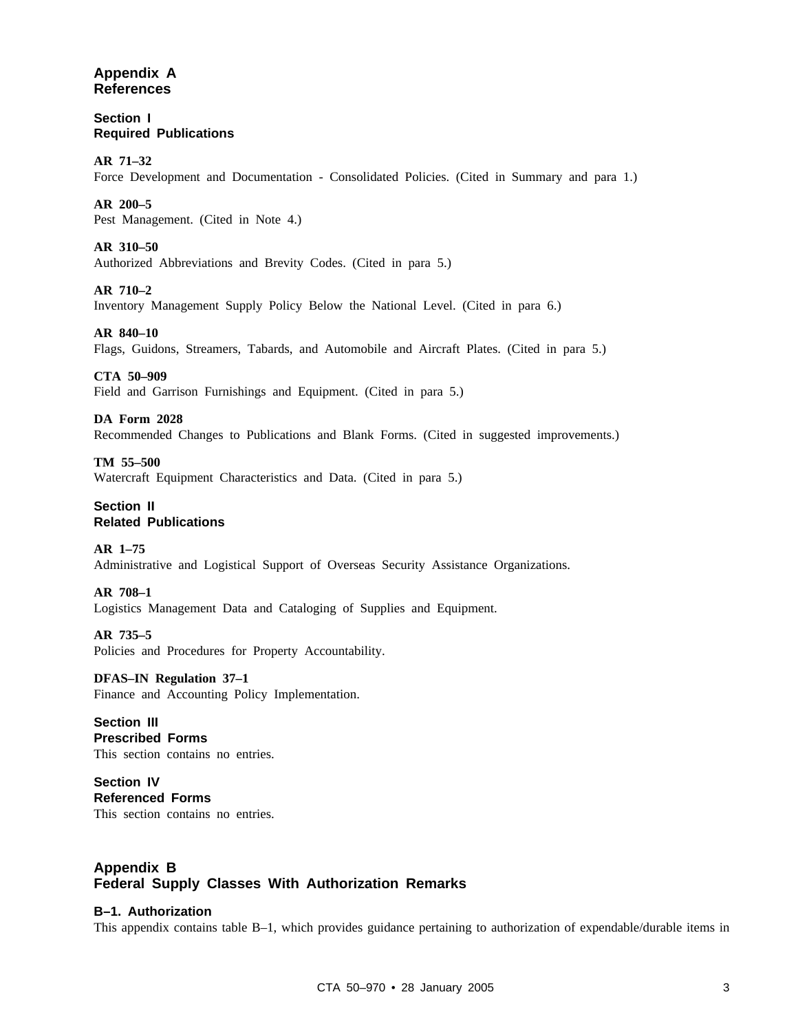# Appendix A
# References

## Section I
## Required Publications

**AR 71–32**
Force Development and Documentation - Consolidated Policies. (Cited in Summary and para 1.)

**AR 200–5**
Pest Management. (Cited in Note 4.)

**AR 310–50**
Authorized Abbreviations and Brevity Codes. (Cited in para 5.)

**AR 710–2**
Inventory Management Supply Policy Below the National Level. (Cited in para 6.)

**AR 840–10**
Flags, Guidons, Streamers, Tabards, and Automobile and Aircraft Plates. (Cited in para 5.)

**CTA 50–909**
Field and Garrison Furnishings and Equipment. (Cited in para 5.)

**DA Form 2028**
Recommended Changes to Publications and Blank Forms. (Cited in suggested improvements.)

**TM 55–500**
Watercraft Equipment Characteristics and Data. (Cited in para 5.)

## Section II
## Related Publications

**AR 1–75**
Administrative and Logistical Support of Overseas Security Assistance Organizations.

**AR 708–1**
Logistics Management Data and Cataloging of Supplies and Equipment.

**AR 735–5**
Policies and Procedures for Property Accountability.

**DFAS–IN Regulation 37–1**
Finance and Accounting Policy Implementation.

## Section III
## Prescribed Forms
This section contains no entries.

## Section IV
## Referenced Forms
This section contains no entries.

# Appendix B
# Federal Supply Classes With Authorization Remarks

### B–1. Authorization
This appendix contains table B–1, which provides guidance pertaining to authorization of expendable/durable items in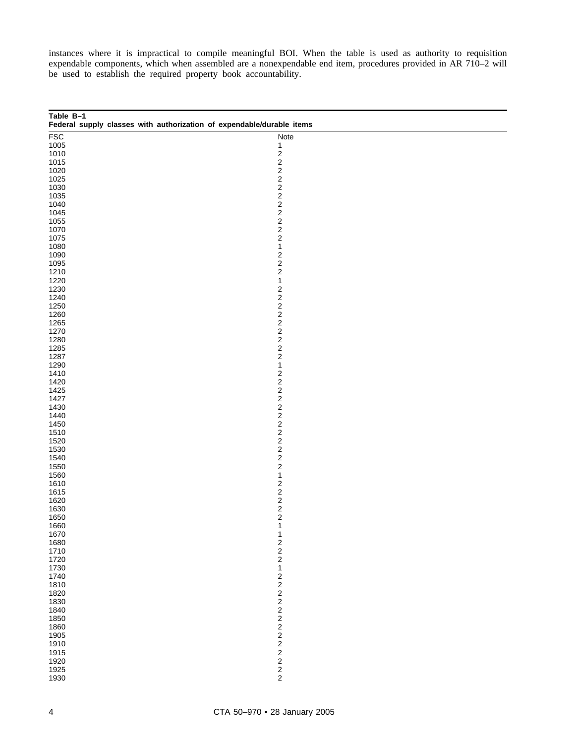instances where it is impractical to compile meaningful BOI. When the table is used as authority to requisition expendable components, which when assembled are a nonexpendable end item, procedures provided in AR 710–2 will be used to establish the required property book accountability.

**Table B–1**
**Federal supply classes with authorization of expendable/durable items**

| FSC | Note |
|---|---|
| 1005 | 1 |
| 1010 | 2 |
| 1015 | 2 |
| 1020 | 2 |
| 1025 | 2 |
| 1030 | 2 |
| 1035 | 2 |
| 1040 | 2 |
| 1045 | 2 |
| 1055 | 2 |
| 1070 | 2 |
| 1075 | 2 |
| 1080 | 1 |
| 1090 | 2 |
| 1095 | 2 |
| 1210 | 2 |
| 1220 | 1 |
| 1230 | 2 |
| 1240 | 2 |
| 1250 | 2 |
| 1260 | 2 |
| 1265 | 2 |
| 1270 | 2 |
| 1280 | 2 |
| 1285 | 2 |
| 1287 | 2 |
| 1290 | 1 |
| 1410 | 2 |
| 1420 | 2 |
| 1425 | 2 |
| 1427 | 2 |
| 1430 | 2 |
| 1440 | 2 |
| 1450 | 2 |
| 1510 | 2 |
| 1520 | 2 |
| 1530 | 2 |
| 1540 | 2 |
| 1550 | 2 |
| 1560 | 1 |
| 1610 | 2 |
| 1615 | 2 |
| 1620 | 2 |
| 1630 | 2 |
| 1650 | 2 |
| 1660 | 1 |
| 1670 | 1 |
| 1680 | 2 |
| 1710 | 2 |
| 1720 | 2 |
| 1730 | 1 |
| 1740 | 2 |
| 1810 | 2 |
| 1820 | 2 |
| 1830 | 2 |
| 1840 | 2 |
| 1850 | 2 |
| 1860 | 2 |
| 1905 | 2 |
| 1910 | 2 |
| 1915 | 2 |
| 1920 | 2 |
| 1925 | 2 |
| 1930 | 2 |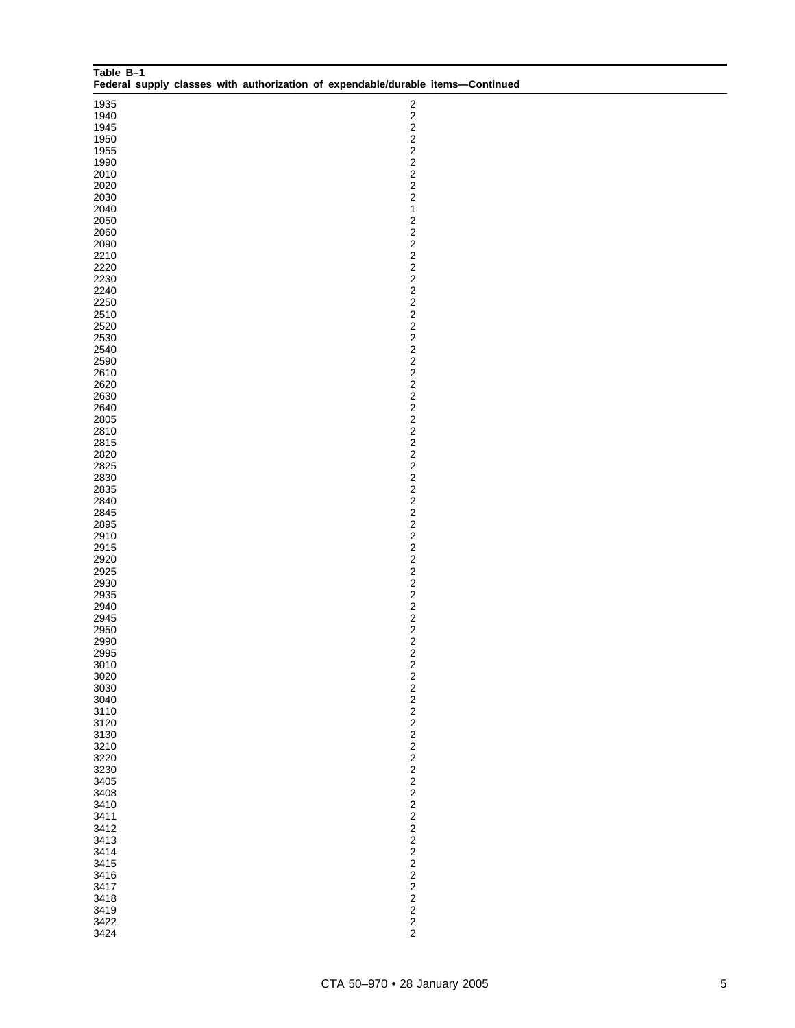**Table B–1**
**Federal supply classes with authorization of expendable/durable items—Continued**

| | |
|---|---|
| 1935 | 2 |
| 1940 | 2 |
| 1945 | 2 |
| 1950 | 2 |
| 1955 | 2 |
| 1990 | 2 |
| 2010 | 2 |
| 2020 | 2 |
| 2030 | 2 |
| 2040 | 1 |
| 2050 | 2 |
| 2060 | 2 |
| 2090 | 2 |
| 2210 | 2 |
| 2220 | 2 |
| 2230 | 2 |
| 2240 | 2 |
| 2250 | 2 |
| 2510 | 2 |
| 2520 | 2 |
| 2530 | 2 |
| 2540 | 2 |
| 2590 | 2 |
| 2610 | 2 |
| 2620 | 2 |
| 2630 | 2 |
| 2640 | 2 |
| 2805 | 2 |
| 2810 | 2 |
| 2815 | 2 |
| 2820 | 2 |
| 2825 | 2 |
| 2830 | 2 |
| 2835 | 2 |
| 2840 | 2 |
| 2845 | 2 |
| 2895 | 2 |
| 2910 | 2 |
| 2915 | 2 |
| 2920 | 2 |
| 2925 | 2 |
| 2930 | 2 |
| 2935 | 2 |
| 2940 | 2 |
| 2945 | 2 |
| 2950 | 2 |
| 2990 | 2 |
| 2995 | 2 |
| 3010 | 2 |
| 3020 | 2 |
| 3030 | 2 |
| 3040 | 2 |
| 3110 | 2 |
| 3120 | 2 |
| 3130 | 2 |
| 3210 | 2 |
| 3220 | 2 |
| 3230 | 2 |
| 3405 | 2 |
| 3408 | 2 |
| 3410 | 2 |
| 3411 | 2 |
| 3412 | 2 |
| 3413 | 2 |
| 3414 | 2 |
| 3415 | 2 |
| 3416 | 2 |
| 3417 | 2 |
| 3418 | 2 |
| 3419 | 2 |
| 3422 | 2 |
| 3424 | 2 |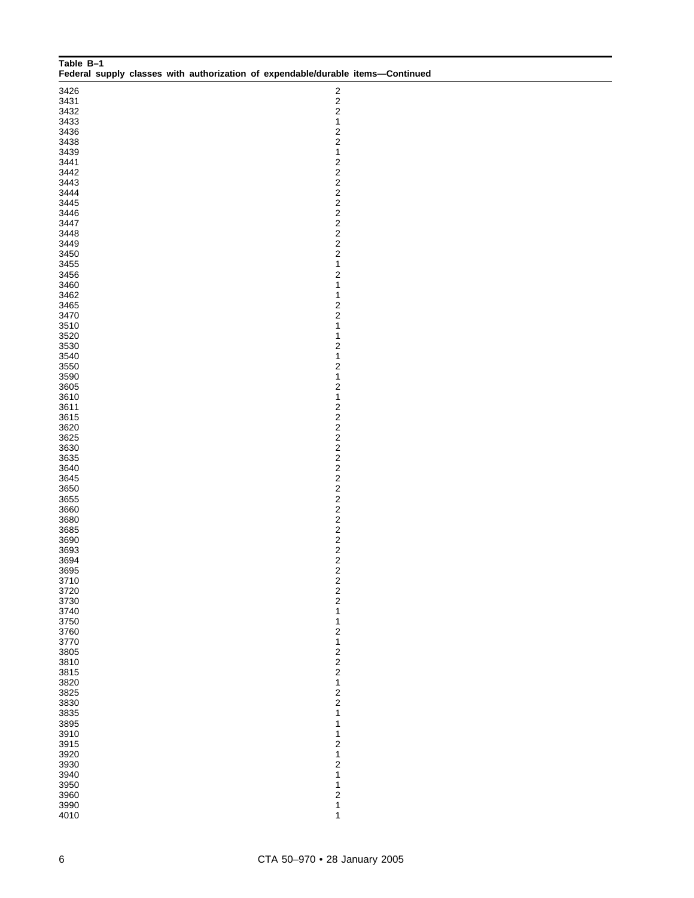**Table B–1**
**Federal supply classes with authorization of expendable/durable items—Continued**

| | |
|---|---|
| 3426 | 2 |
| 3431 | 2 |
| 3432 | 2 |
| 3433 | 1 |
| 3436 | 2 |
| 3438 | 2 |
| 3439 | 1 |
| 3441 | 2 |
| 3442 | 2 |
| 3443 | 2 |
| 3444 | 2 |
| 3445 | 2 |
| 3446 | 2 |
| 3447 | 2 |
| 3448 | 2 |
| 3449 | 2 |
| 3450 | 2 |
| 3455 | 1 |
| 3456 | 2 |
| 3460 | 1 |
| 3462 | 1 |
| 3465 | 2 |
| 3470 | 2 |
| 3510 | 1 |
| 3520 | 1 |
| 3530 | 2 |
| 3540 | 1 |
| 3550 | 2 |
| 3590 | 1 |
| 3605 | 2 |
| 3610 | 1 |
| 3611 | 2 |
| 3615 | 2 |
| 3620 | 2 |
| 3625 | 2 |
| 3630 | 2 |
| 3635 | 2 |
| 3640 | 2 |
| 3645 | 2 |
| 3650 | 2 |
| 3655 | 2 |
| 3660 | 2 |
| 3680 | 2 |
| 3685 | 2 |
| 3690 | 2 |
| 3693 | 2 |
| 3694 | 2 |
| 3695 | 2 |
| 3710 | 2 |
| 3720 | 2 |
| 3730 | 2 |
| 3740 | 1 |
| 3750 | 1 |
| 3760 | 2 |
| 3770 | 1 |
| 3805 | 2 |
| 3810 | 2 |
| 3815 | 2 |
| 3820 | 1 |
| 3825 | 2 |
| 3830 | 2 |
| 3835 | 1 |
| 3895 | 1 |
| 3910 | 1 |
| 3915 | 2 |
| 3920 | 1 |
| 3930 | 2 |
| 3940 | 1 |
| 3950 | 1 |
| 3960 | 2 |
| 3990 | 1 |
| 4010 | 1 |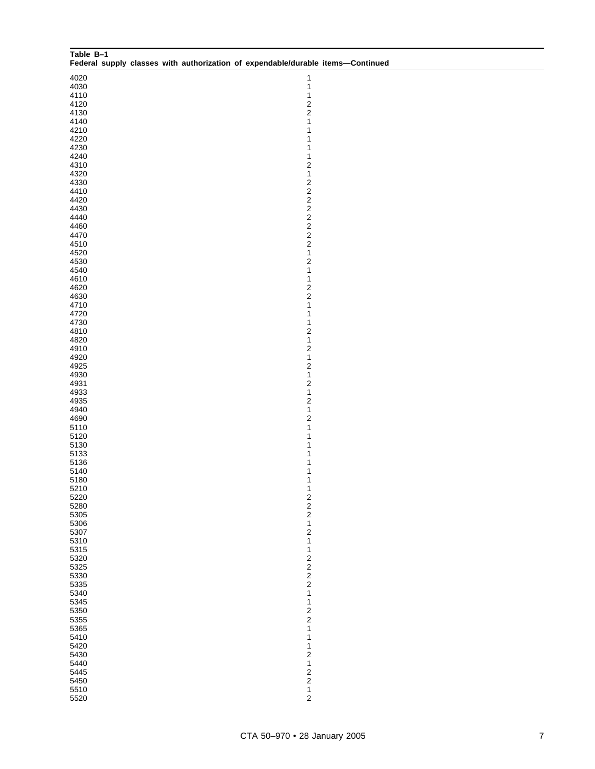**Table B–1**
**Federal supply classes with authorization of expendable/durable items—Continued**

| | |
|---|---|
| 4020 | 1 |
| 4030 | 1 |
| 4110 | 1 |
| 4120 | 2 |
| 4130 | 2 |
| 4140 | 1 |
| 4210 | 1 |
| 4220 | 1 |
| 4230 | 1 |
| 4240 | 1 |
| 4310 | 2 |
| 4320 | 1 |
| 4330 | 2 |
| 4410 | 2 |
| 4420 | 2 |
| 4430 | 2 |
| 4440 | 2 |
| 4460 | 2 |
| 4470 | 2 |
| 4510 | 2 |
| 4520 | 1 |
| 4530 | 2 |
| 4540 | 1 |
| 4610 | 1 |
| 4620 | 2 |
| 4630 | 2 |
| 4710 | 1 |
| 4720 | 1 |
| 4730 | 1 |
| 4810 | 2 |
| 4820 | 1 |
| 4910 | 2 |
| 4920 | 1 |
| 4925 | 2 |
| 4930 | 1 |
| 4931 | 2 |
| 4933 | 1 |
| 4935 | 2 |
| 4940 | 1 |
| 4690 | 2 |
| 5110 | 1 |
| 5120 | 1 |
| 5130 | 1 |
| 5133 | 1 |
| 5136 | 1 |
| 5140 | 1 |
| 5180 | 1 |
| 5210 | 1 |
| 5220 | 2 |
| 5280 | 2 |
| 5305 | 2 |
| 5306 | 1 |
| 5307 | 2 |
| 5310 | 1 |
| 5315 | 1 |
| 5320 | 2 |
| 5325 | 2 |
| 5330 | 2 |
| 5335 | 2 |
| 5340 | 1 |
| 5345 | 1 |
| 5350 | 2 |
| 5355 | 2 |
| 5365 | 1 |
| 5410 | 1 |
| 5420 | 1 |
| 5430 | 2 |
| 5440 | 1 |
| 5445 | 2 |
| 5450 | 2 |
| 5510 | 1 |
| 5520 | 2 |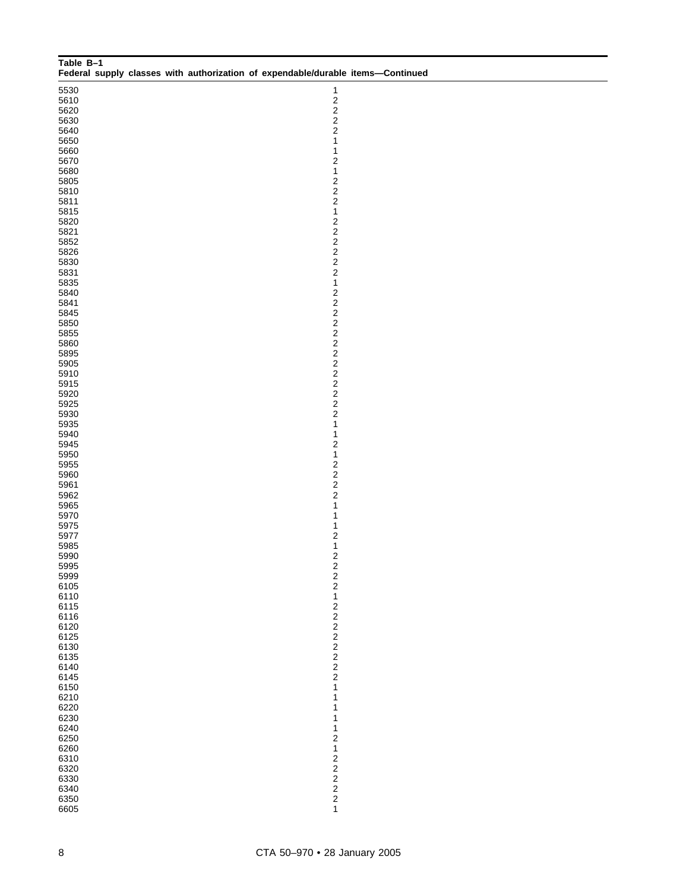**Table B–1**
**Federal supply classes with authorization of expendable/durable items—Continued**

| | |
|---|---|
| 5530 | 1 |
| 5610 | 2 |
| 5620 | 2 |
| 5630 | 2 |
| 5640 | 2 |
| 5650 | 1 |
| 5660 | 1 |
| 5670 | 2 |
| 5680 | 1 |
| 5805 | 2 |
| 5810 | 2 |
| 5811 | 2 |
| 5815 | 1 |
| 5820 | 2 |
| 5821 | 2 |
| 5852 | 2 |
| 5826 | 2 |
| 5830 | 2 |
| 5831 | 2 |
| 5835 | 1 |
| 5840 | 2 |
| 5841 | 2 |
| 5845 | 2 |
| 5850 | 2 |
| 5855 | 2 |
| 5860 | 2 |
| 5895 | 2 |
| 5905 | 2 |
| 5910 | 2 |
| 5915 | 2 |
| 5920 | 2 |
| 5925 | 2 |
| 5930 | 2 |
| 5935 | 1 |
| 5940 | 1 |
| 5945 | 2 |
| 5950 | 1 |
| 5955 | 2 |
| 5960 | 2 |
| 5961 | 2 |
| 5962 | 2 |
| 5965 | 1 |
| 5970 | 1 |
| 5975 | 1 |
| 5977 | 2 |
| 5985 | 1 |
| 5990 | 2 |
| 5995 | 2 |
| 5999 | 2 |
| 6105 | 2 |
| 6110 | 1 |
| 6115 | 2 |
| 6116 | 2 |
| 6120 | 2 |
| 6125 | 2 |
| 6130 | 2 |
| 6135 | 2 |
| 6140 | 2 |
| 6145 | 2 |
| 6150 | 1 |
| 6210 | 1 |
| 6220 | 1 |
| 6230 | 1 |
| 6240 | 1 |
| 6250 | 2 |
| 6260 | 1 |
| 6310 | 2 |
| 6320 | 2 |
| 6330 | 2 |
| 6340 | 2 |
| 6350 | 2 |
| 6605 | 1 |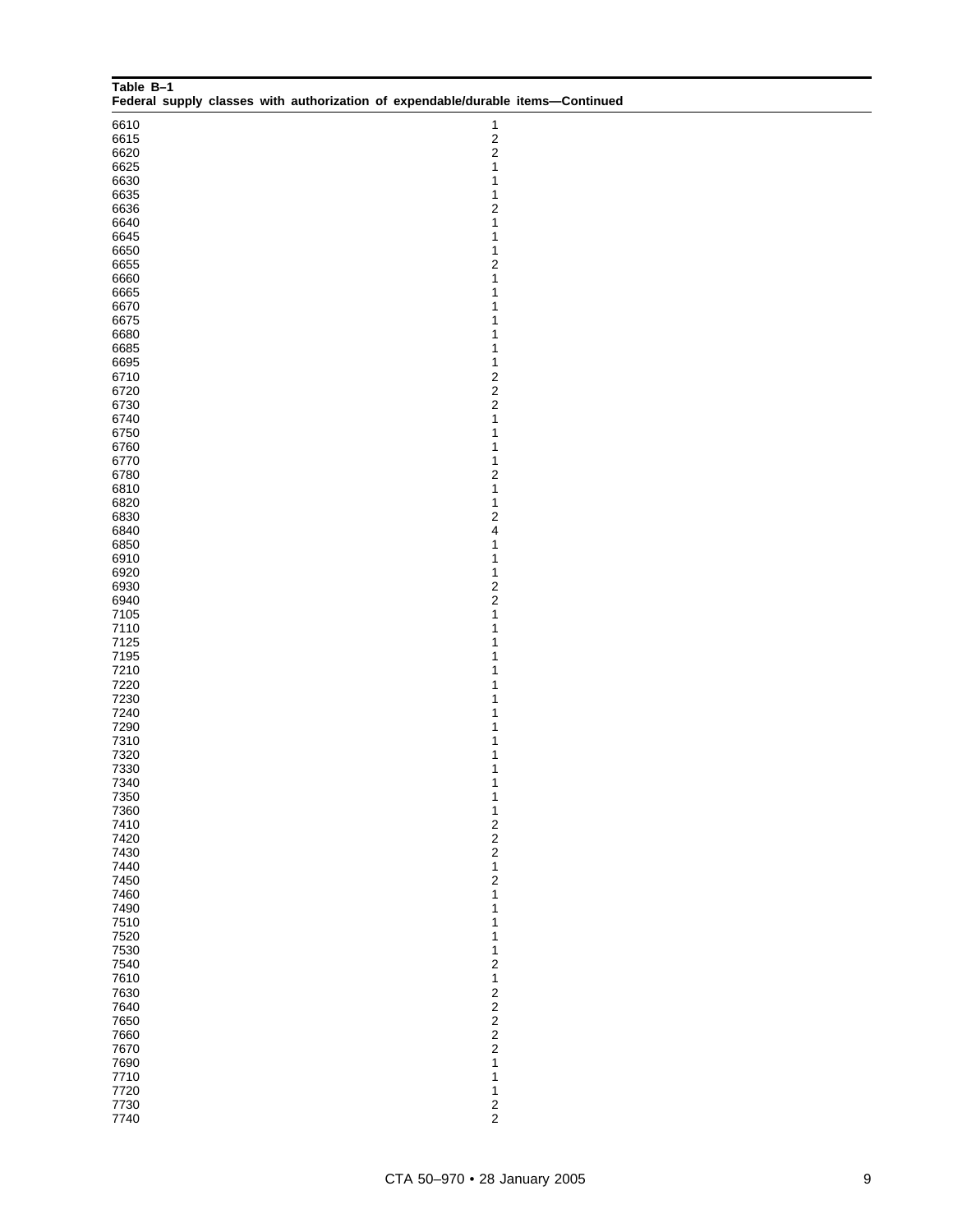**Table B–1**
**Federal supply classes with authorization of expendable/durable items—Continued**

| | |
|---|---|
| 6610 | 1 |
| 6615 | 2 |
| 6620 | 2 |
| 6625 | 1 |
| 6630 | 1 |
| 6635 | 1 |
| 6636 | 2 |
| 6640 | 1 |
| 6645 | 1 |
| 6650 | 1 |
| 6655 | 2 |
| 6660 | 1 |
| 6665 | 1 |
| 6670 | 1 |
| 6675 | 1 |
| 6680 | 1 |
| 6685 | 1 |
| 6695 | 1 |
| 6710 | 2 |
| 6720 | 2 |
| 6730 | 2 |
| 6740 | 1 |
| 6750 | 1 |
| 6760 | 1 |
| 6770 | 1 |
| 6780 | 2 |
| 6810 | 1 |
| 6820 | 1 |
| 6830 | 2 |
| 6840 | 4 |
| 6850 | 1 |
| 6910 | 1 |
| 6920 | 1 |
| 6930 | 2 |
| 6940 | 2 |
| 7105 | 1 |
| 7110 | 1 |
| 7125 | 1 |
| 7195 | 1 |
| 7210 | 1 |
| 7220 | 1 |
| 7230 | 1 |
| 7240 | 1 |
| 7290 | 1 |
| 7310 | 1 |
| 7320 | 1 |
| 7330 | 1 |
| 7340 | 1 |
| 7350 | 1 |
| 7360 | 1 |
| 7410 | 2 |
| 7420 | 2 |
| 7430 | 2 |
| 7440 | 1 |
| 7450 | 2 |
| 7460 | 1 |
| 7490 | 1 |
| 7510 | 1 |
| 7520 | 1 |
| 7530 | 1 |
| 7540 | 2 |
| 7610 | 1 |
| 7630 | 2 |
| 7640 | 2 |
| 7650 | 2 |
| 7660 | 2 |
| 7670 | 2 |
| 7690 | 1 |
| 7710 | 1 |
| 7720 | 1 |
| 7730 | 2 |
| 7740 | 2 |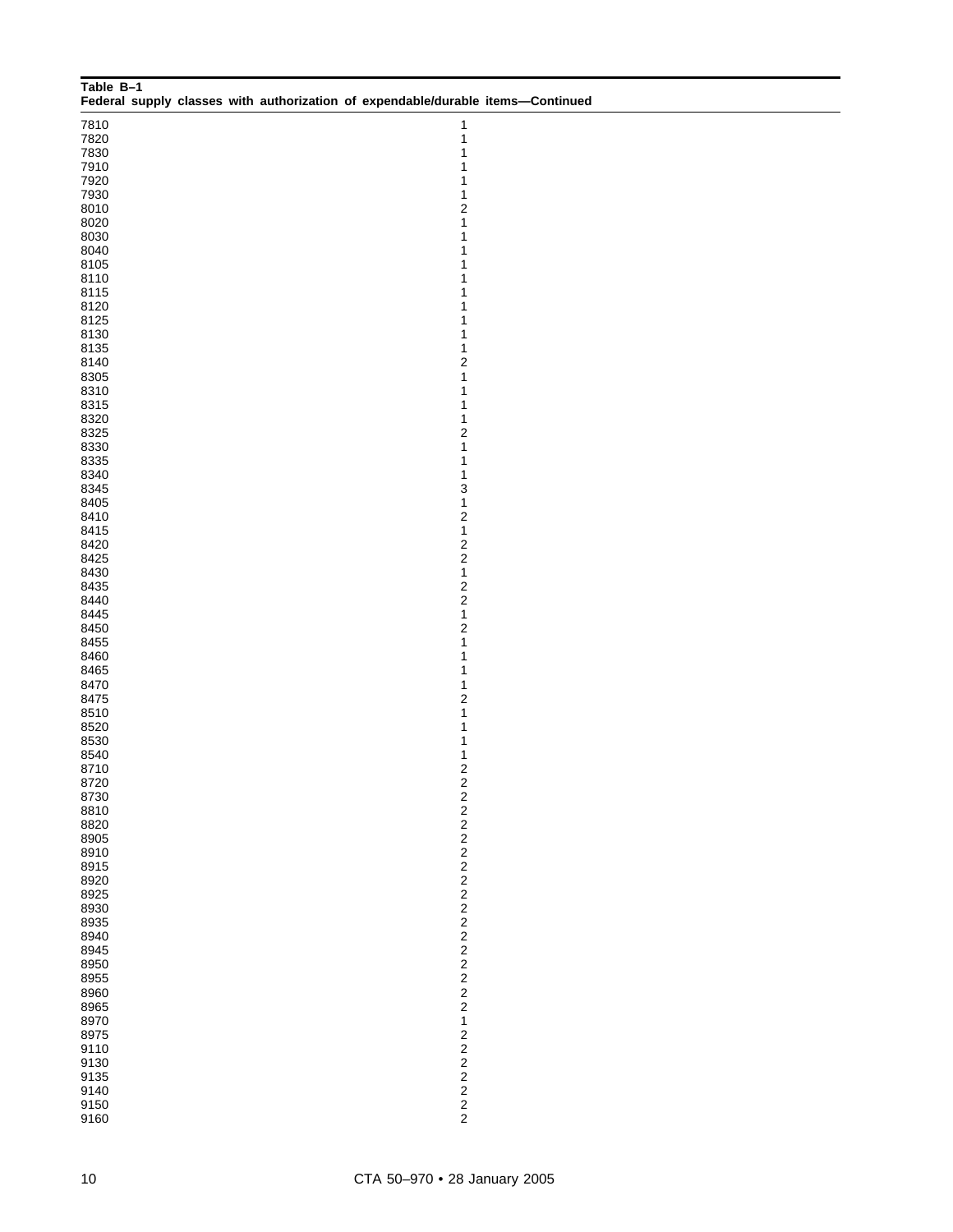**Table B–1**
**Federal supply classes with authorization of expendable/durable items—Continued**

| | |
|---|---|
| 7810 | 1 |
| 7820 | 1 |
| 7830 | 1 |
| 7910 | 1 |
| 7920 | 1 |
| 7930 | 1 |
| 8010 | 2 |
| 8020 | 1 |
| 8030 | 1 |
| 8040 | 1 |
| 8105 | 1 |
| 8110 | 1 |
| 8115 | 1 |
| 8120 | 1 |
| 8125 | 1 |
| 8130 | 1 |
| 8135 | 1 |
| 8140 | 2 |
| 8305 | 1 |
| 8310 | 1 |
| 8315 | 1 |
| 8320 | 1 |
| 8325 | 2 |
| 8330 | 1 |
| 8335 | 1 |
| 8340 | 1 |
| 8345 | 3 |
| 8405 | 1 |
| 8410 | 2 |
| 8415 | 1 |
| 8420 | 2 |
| 8425 | 2 |
| 8430 | 1 |
| 8435 | 2 |
| 8440 | 2 |
| 8445 | 1 |
| 8450 | 2 |
| 8455 | 1 |
| 8460 | 1 |
| 8465 | 1 |
| 8470 | 1 |
| 8475 | 2 |
| 8510 | 1 |
| 8520 | 1 |
| 8530 | 1 |
| 8540 | 1 |
| 8710 | 2 |
| 8720 | 2 |
| 8730 | 2 |
| 8810 | 2 |
| 8820 | 2 |
| 8905 | 2 |
| 8910 | 2 |
| 8915 | 2 |
| 8920 | 2 |
| 8925 | 2 |
| 8930 | 2 |
| 8935 | 2 |
| 8940 | 2 |
| 8945 | 2 |
| 8950 | 2 |
| 8955 | 2 |
| 8960 | 2 |
| 8965 | 2 |
| 8970 | 1 |
| 8975 | 2 |
| 9110 | 2 |
| 9130 | 2 |
| 9135 | 2 |
| 9140 | 2 |
| 9150 | 2 |
| 9160 | 2 |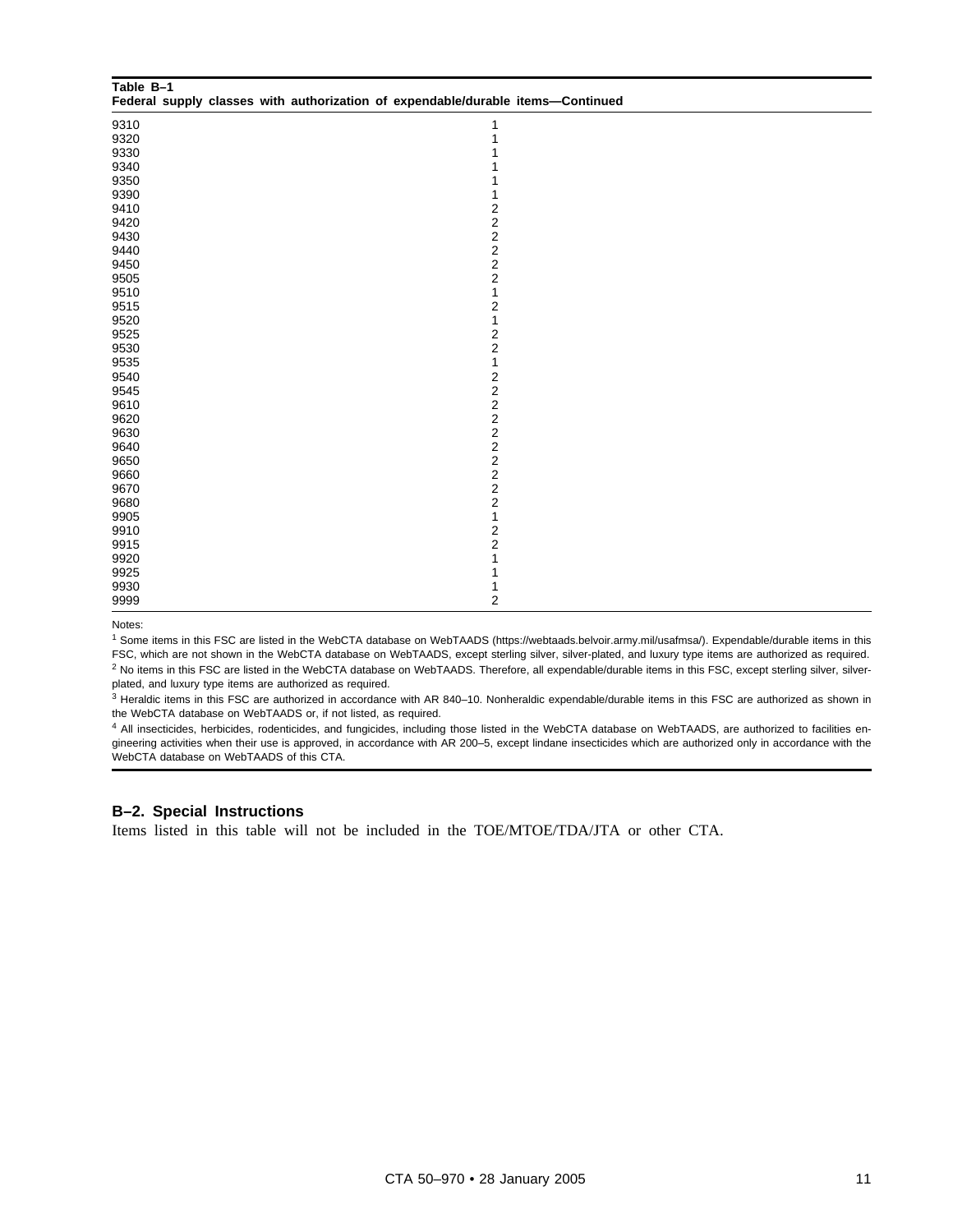**Table B–1**
**Federal supply classes with authorization of expendable/durable items—Continued**

| | |
|---|---|
| 9310 | 1 |
| 9320 | 1 |
| 9330 | 1 |
| 9340 | 1 |
| 9350 | 1 |
| 9390 | 1 |
| 9410 | 2 |
| 9420 | 2 |
| 9430 | 2 |
| 9440 | 2 |
| 9450 | 2 |
| 9505 | 2 |
| 9510 | 1 |
| 9515 | 2 |
| 9520 | 1 |
| 9525 | 2 |
| 9530 | 2 |
| 9535 | 1 |
| 9540 | 2 |
| 9545 | 2 |
| 9610 | 2 |
| 9620 | 2 |
| 9630 | 2 |
| 9640 | 2 |
| 9650 | 2 |
| 9660 | 2 |
| 9670 | 2 |
| 9680 | 2 |
| 9905 | 1 |
| 9910 | 2 |
| 9915 | 2 |
| 9920 | 1 |
| 9925 | 1 |
| 9930 | 1 |
| 9999 | 2 |

Notes:

[1] Some items in this FSC are listed in the WebCTA database on WebTAADS (https://webtaads.belvoir.army.mil/usafmsa/). Expendable/durable items in this FSC, which are not shown in the WebCTA database on WebTAADS, except sterling silver, silver-plated, and luxury type items are authorized as required.

[2] No items in this FSC are listed in the WebCTA database on WebTAADS. Therefore, all expendable/durable items in this FSC, except sterling silver, silver-plated, and luxury type items are authorized as required.

[3] Heraldic items in this FSC are authorized in accordance with AR 840–10. Nonheraldic expendable/durable items in this FSC are authorized as shown in the WebCTA database on WebTAADS or, if not listed, as required.

[4] All insecticides, herbicides, rodenticides, and fungicides, including those listed in the WebCTA database on WebTAADS, are authorized to facilities engineering activities when their use is approved, in accordance with AR 200–5, except lindane insecticides which are authorized only in accordance with the WebCTA database on WebTAADS of this CTA.

## B–2. Special Instructions

Items listed in this table will not be included in the TOE/MTOE/TDA/JTA or other CTA.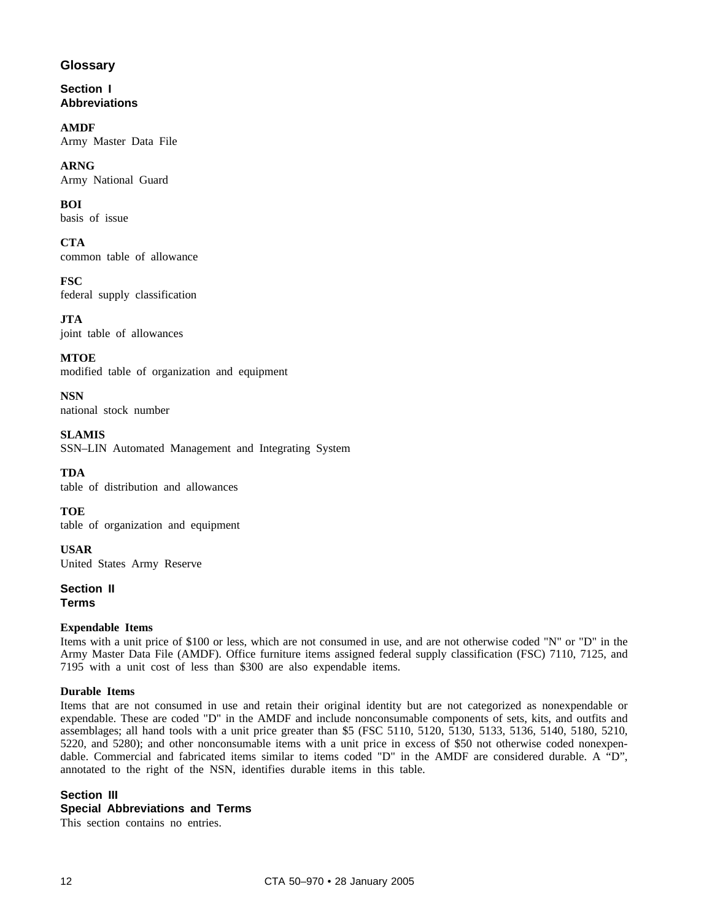# Glossary

## Section I
## Abbreviations

**AMDF**
Army Master Data File

**ARNG**
Army National Guard

**BOI**
basis of issue

**CTA**
common table of allowance

**FSC**
federal supply classification

**JTA**
joint table of allowances

**MTOE**
modified table of organization and equipment

**NSN**
national stock number

**SLAMIS**
SSN–LIN Automated Management and Integrating System

**TDA**
table of distribution and allowances

**TOE**
table of organization and equipment

**USAR**
United States Army Reserve

## Section II
## Terms

**Expendable Items**
Items with a unit price of $100 or less, which are not consumed in use, and are not otherwise coded "N" or "D" in the Army Master Data File (AMDF). Office furniture items assigned federal supply classification (FSC) 7110, 7125, and 7195 with a unit cost of less than $300 are also expendable items.

**Durable Items**
Items that are not consumed in use and retain their original identity but are not categorized as nonexpendable or expendable. These are coded "D" in the AMDF and include nonconsumable components of sets, kits, and outfits and assemblages; all hand tools with a unit price greater than $5 (FSC 5110, 5120, 5130, 5133, 5136, 5140, 5180, 5210, 5220, and 5280); and other nonconsumable items with a unit price in excess of $50 not otherwise coded nonexpendable. Commercial and fabricated items similar to items coded "D" in the AMDF are considered durable. A "D", annotated to the right of the NSN, identifies durable items in this table.

## Section III
## Special Abbreviations and Terms

This section contains no entries.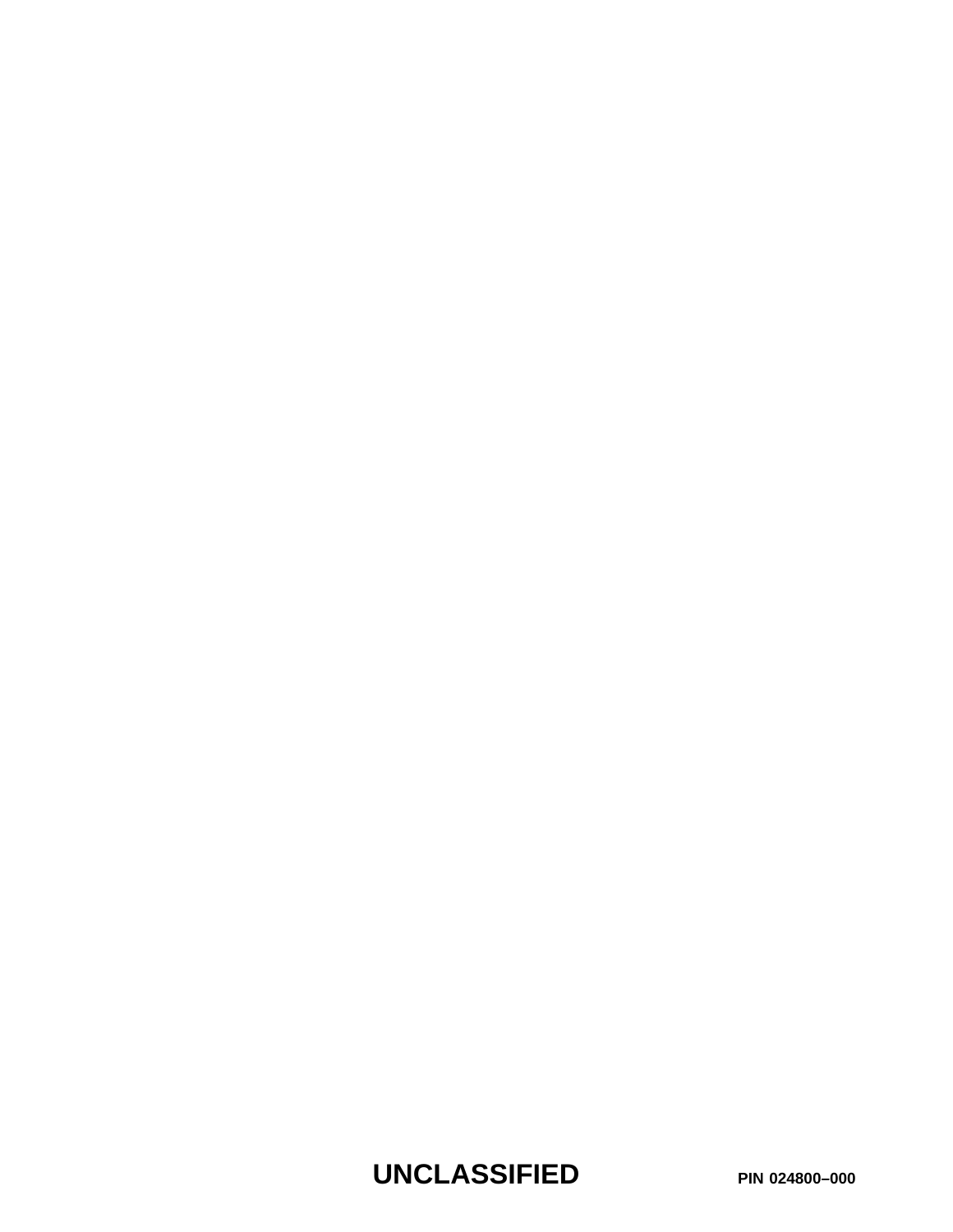**UNCLASSIFIED** **PIN 024800–000**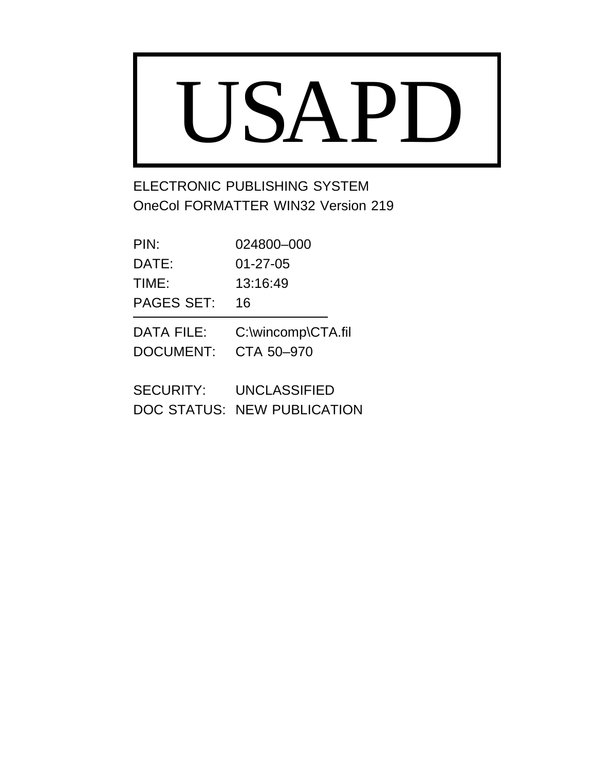# USAPD

ELECTRONIC PUBLISHING SYSTEM
OneCol FORMATTER WIN32 Version 219

| | |
|---|---|
| PIN: | 024800–000 |
| DATE: | 01-27-05 |
| TIME: | 13:16:49 |
| PAGES SET: | 16 |

| | |
|---|---|
| DATA FILE: | C:\wincomp\CTA.fil |
| DOCUMENT: | CTA 50–970 |

| | |
|---|---|
| SECURITY: | UNCLASSIFIED |
| DOC STATUS: | NEW PUBLICATION |